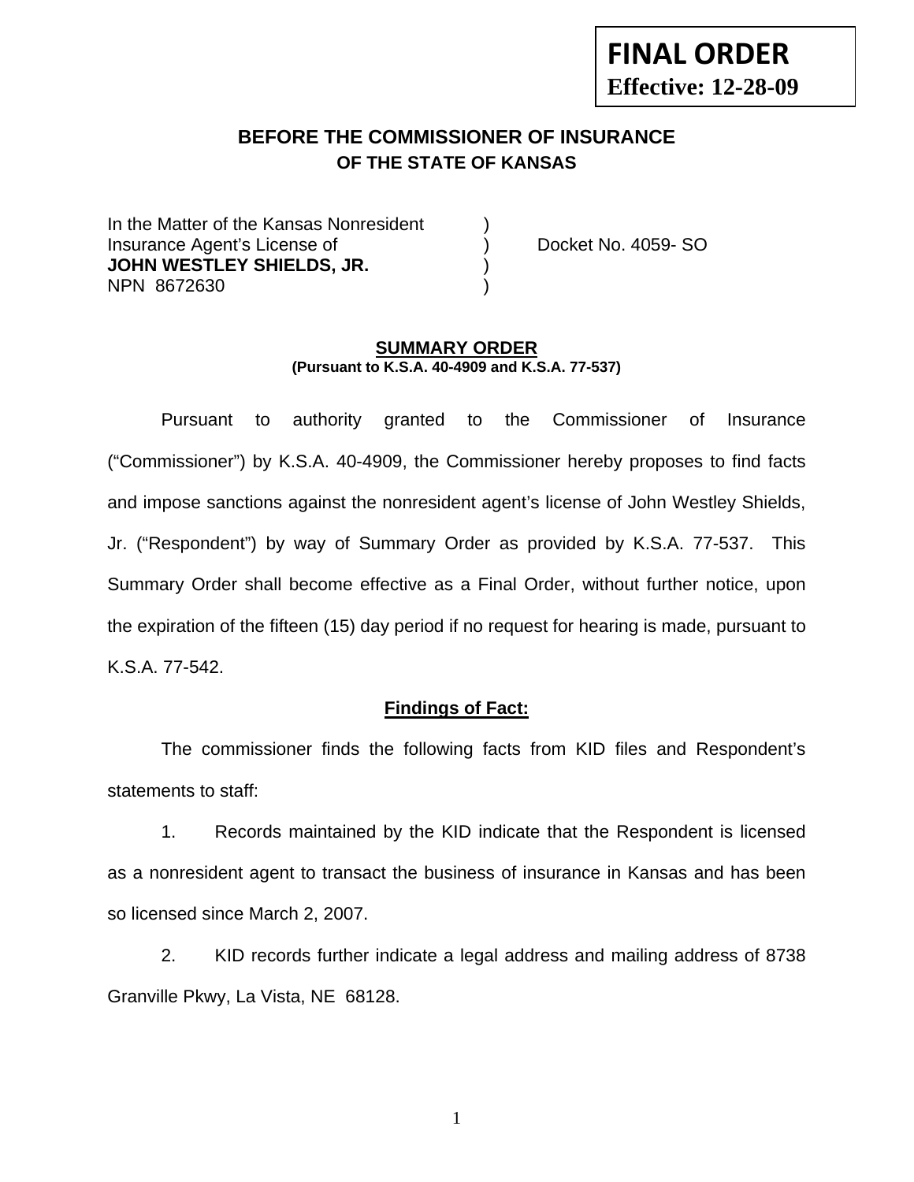**FINAL ORDER**
**Effective: 12-28-09**

# BEFORE THE COMMISSIONER OF INSURANCE
## OF THE STATE OF KANSAS

In the Matter of the Kansas Nonresident )
Insurance Agent's License of ) Docket No. 4059- SO
**JOHN WESTLEY SHIELDS, JR.** )
NPN 8672630 )

## SUMMARY ORDER

**(Pursuant to K.S.A. 40-4909 and K.S.A. 77-537)**

Pursuant to authority granted to the Commissioner of Insurance ("Commissioner") by K.S.A. 40-4909, the Commissioner hereby proposes to find facts and impose sanctions against the nonresident agent's license of John Westley Shields, Jr. ("Respondent") by way of Summary Order as provided by K.S.A. 77-537. This Summary Order shall become effective as a Final Order, without further notice, upon the expiration of the fifteen (15) day period if no request for hearing is made, pursuant to K.S.A. 77-542.

### Findings of Fact:

The commissioner finds the following facts from KID files and Respondent's statements to staff:

1. Records maintained by the KID indicate that the Respondent is licensed as a nonresident agent to transact the business of insurance in Kansas and has been so licensed since March 2, 2007.

2. KID records further indicate a legal address and mailing address of 8738 Granville Pkwy, La Vista, NE 68128.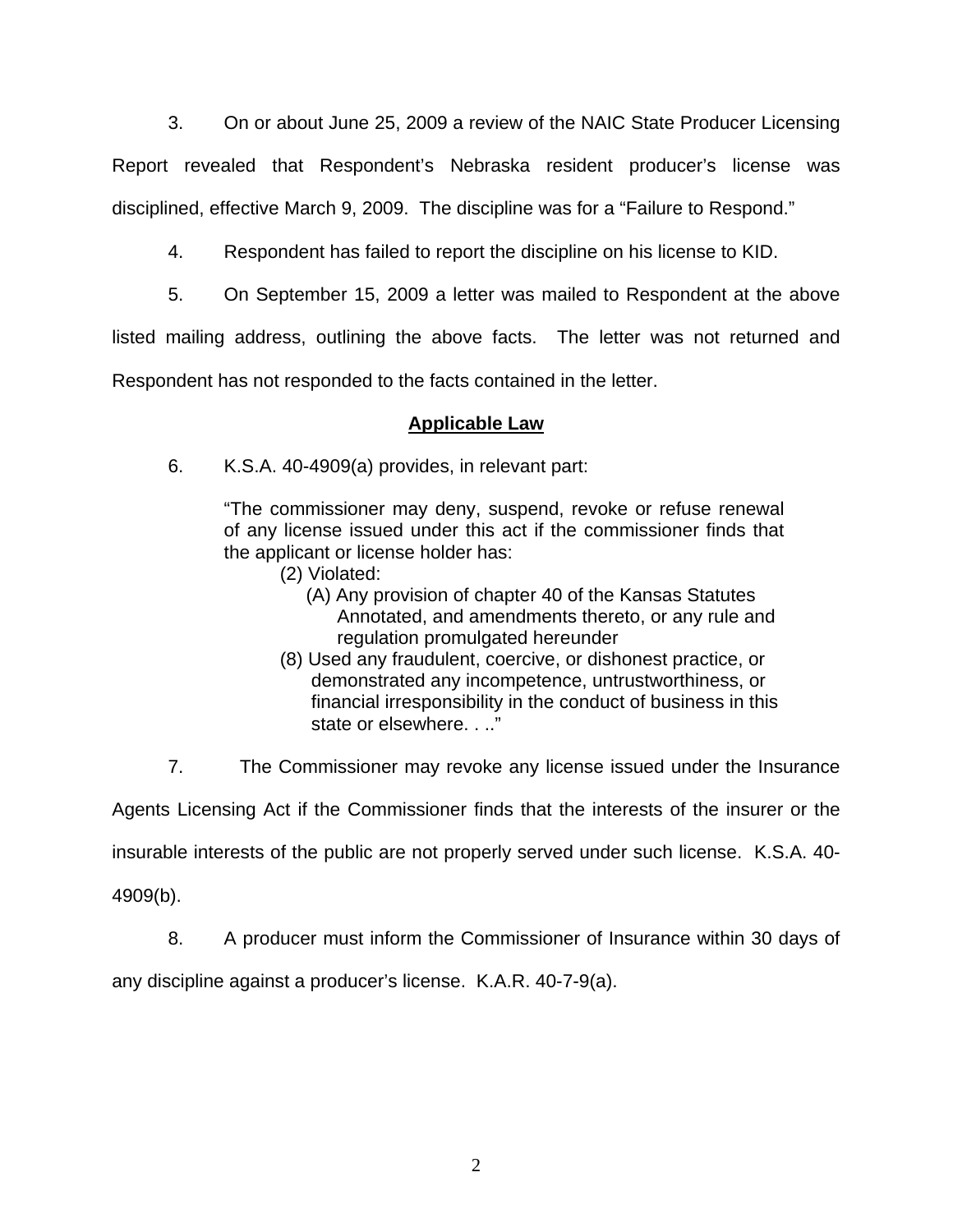3. On or about June 25, 2009 a review of the NAIC State Producer Licensing Report revealed that Respondent's Nebraska resident producer's license was disciplined, effective March 9, 2009. The discipline was for a "Failure to Respond."

4. Respondent has failed to report the discipline on his license to KID.

5. On September 15, 2009 a letter was mailed to Respondent at the above listed mailing address, outlining the above facts. The letter was not returned and Respondent has not responded to the facts contained in the letter.

## Applicable Law

6. K.S.A. 40-4909(a) provides, in relevant part:

> "The commissioner may deny, suspend, revoke or refuse renewal of any license issued under this act if the commissioner finds that the applicant or license holder has:
>
> (2) Violated:
>
> (A) Any provision of chapter 40 of the Kansas Statutes Annotated, and amendments thereto, or any rule and regulation promulgated hereunder
>
> (8) Used any fraudulent, coercive, or dishonest practice, or demonstrated any incompetence, untrustworthiness, or financial irresponsibility in the conduct of business in this state or elsewhere. . .."

7. The Commissioner may revoke any license issued under the Insurance Agents Licensing Act if the Commissioner finds that the interests of the insurer or the insurable interests of the public are not properly served under such license. K.S.A. 40-4909(b).

8. A producer must inform the Commissioner of Insurance within 30 days of any discipline against a producer's license. K.A.R. 40-7-9(a).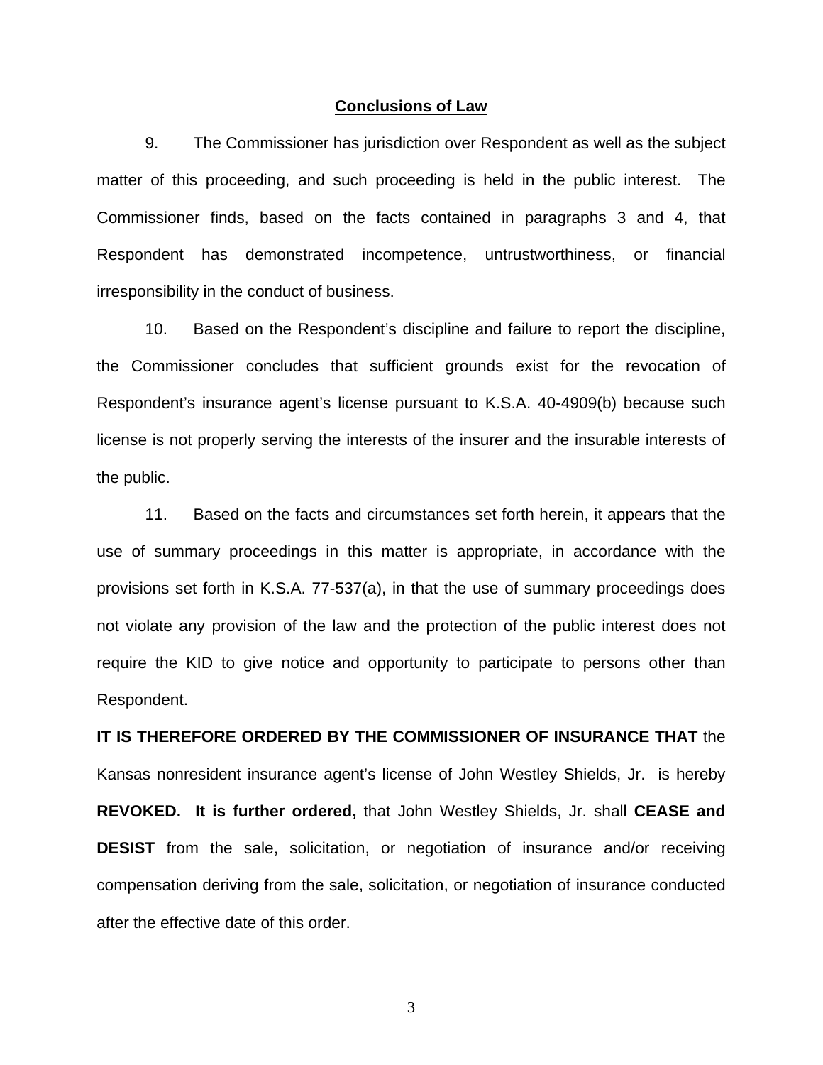**Conclusions of Law**

9. The Commissioner has jurisdiction over Respondent as well as the subject matter of this proceeding, and such proceeding is held in the public interest. The Commissioner finds, based on the facts contained in paragraphs 3 and 4, that Respondent has demonstrated incompetence, untrustworthiness, or financial irresponsibility in the conduct of business.

10. Based on the Respondent's discipline and failure to report the discipline, the Commissioner concludes that sufficient grounds exist for the revocation of Respondent's insurance agent's license pursuant to K.S.A. 40-4909(b) because such license is not properly serving the interests of the insurer and the insurable interests of the public.

11. Based on the facts and circumstances set forth herein, it appears that the use of summary proceedings in this matter is appropriate, in accordance with the provisions set forth in K.S.A. 77-537(a), in that the use of summary proceedings does not violate any provision of the law and the protection of the public interest does not require the KID to give notice and opportunity to participate to persons other than Respondent.

**IT IS THEREFORE ORDERED BY THE COMMISSIONER OF INSURANCE THAT** the Kansas nonresident insurance agent's license of John Westley Shields, Jr. is hereby **REVOKED. It is further ordered,** that John Westley Shields, Jr. shall **CEASE and DESIST** from the sale, solicitation, or negotiation of insurance and/or receiving compensation deriving from the sale, solicitation, or negotiation of insurance conducted after the effective date of this order.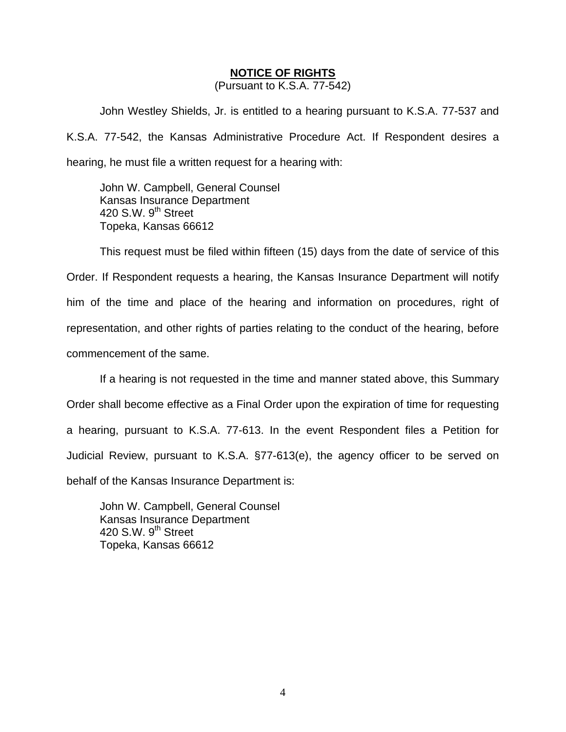## NOTICE OF RIGHTS

(Pursuant to K.S.A. 77-542)

John Westley Shields, Jr. is entitled to a hearing pursuant to K.S.A. 77-537 and K.S.A. 77-542, the Kansas Administrative Procedure Act. If Respondent desires a hearing, he must file a written request for a hearing with:

John W. Campbell, General Counsel
Kansas Insurance Department
420 S.W. 9th Street
Topeka, Kansas 66612

This request must be filed within fifteen (15) days from the date of service of this Order. If Respondent requests a hearing, the Kansas Insurance Department will notify him of the time and place of the hearing and information on procedures, right of representation, and other rights of parties relating to the conduct of the hearing, before commencement of the same.

If a hearing is not requested in the time and manner stated above, this Summary Order shall become effective as a Final Order upon the expiration of time for requesting a hearing, pursuant to K.S.A. 77-613. In the event Respondent files a Petition for Judicial Review, pursuant to K.S.A. §77-613(e), the agency officer to be served on behalf of the Kansas Insurance Department is:

John W. Campbell, General Counsel
Kansas Insurance Department
420 S.W. 9th Street
Topeka, Kansas 66612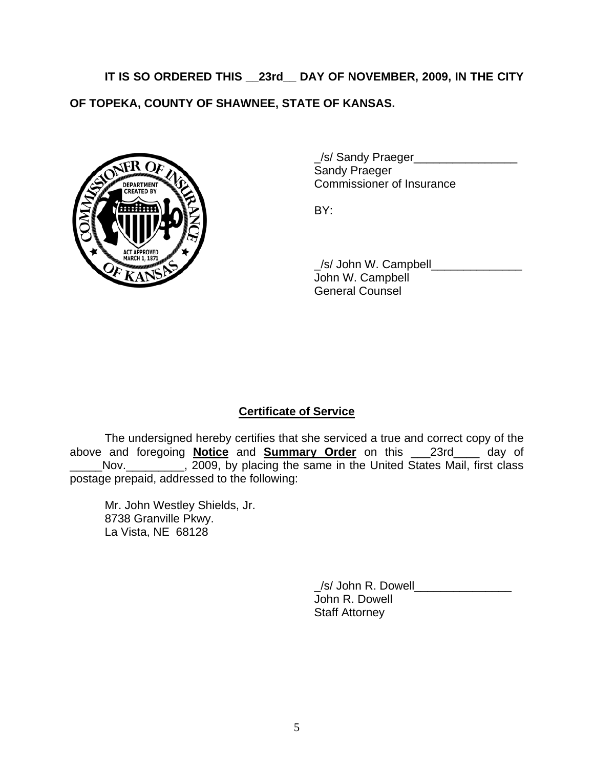**IT IS SO ORDERED THIS __23rd__ DAY OF NOVEMBER, 2009, IN THE CITY OF TOPEKA, COUNTY OF SHAWNEE, STATE OF KANSAS.**

_/s/ Sandy Praeger________________
Sandy Praeger
Commissioner of Insurance

BY:

_/s/ John W. Campbell______________
John W. Campbell
General Counsel

## **Certificate of Service**

The undersigned hereby certifies that she serviced a true and correct copy of the above and foregoing **Notice** and **Summary Order** on this ___23rd____ day of _____Nov._________, 2009, by placing the same in the United States Mail, first class postage prepaid, addressed to the following:

Mr. John Westley Shields, Jr.
8738 Granville Pkwy.
La Vista, NE 68128

_/s/ John R. Dowell_______________
John R. Dowell
Staff Attorney